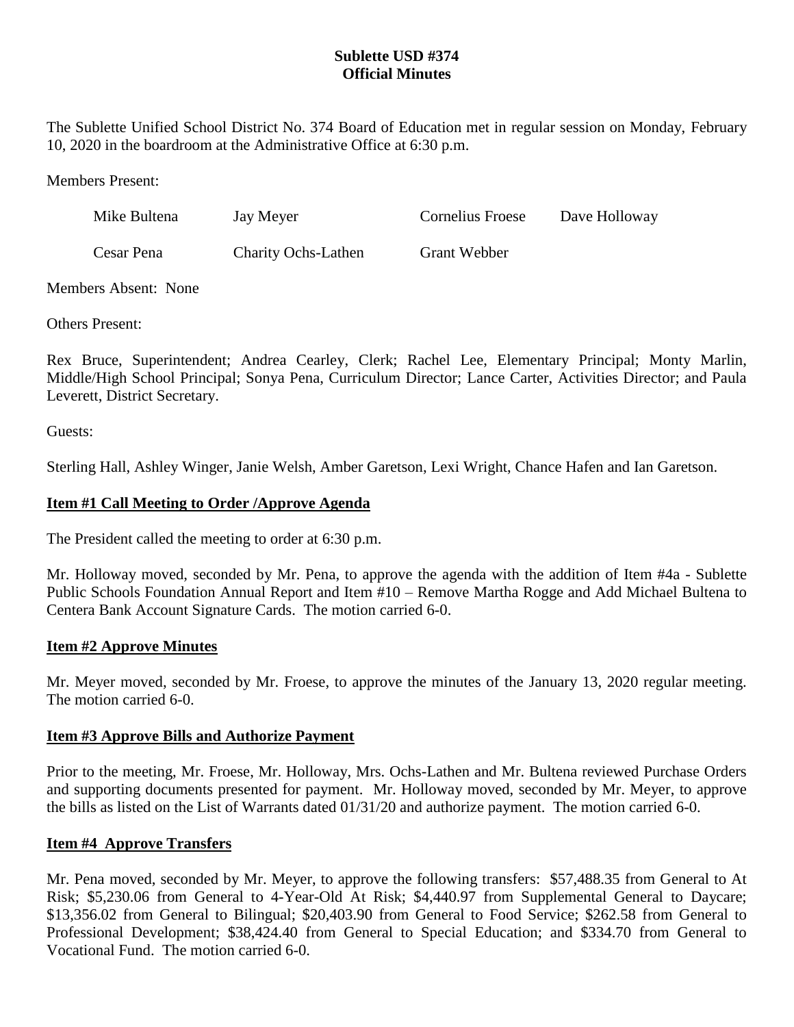**Sublette USD #374**
**Official Minutes**

The Sublette Unified School District No. 374 Board of Education met in regular session on Monday, February 10, 2020 in the boardroom at the Administrative Office at 6:30 p.m.

Members Present:

| | | | |
|---|---|---|---|
| Mike Bultena | Jay Meyer | Cornelius Froese | Dave Holloway |
| Cesar Pena | Charity Ochs-Lathen | Grant Webber | |

Members Absent: None

Others Present:

Rex Bruce, Superintendent; Andrea Cearley, Clerk; Rachel Lee, Elementary Principal; Monty Marlin, Middle/High School Principal; Sonya Pena, Curriculum Director; Lance Carter, Activities Director; and Paula Leverett, District Secretary.

Guests:

Sterling Hall, Ashley Winger, Janie Welsh, Amber Garetson, Lexi Wright, Chance Hafen and Ian Garetson.

**Item #1 Call Meeting to Order /Approve Agenda**

The President called the meeting to order at 6:30 p.m.

Mr. Holloway moved, seconded by Mr. Pena, to approve the agenda with the addition of Item #4a - Sublette Public Schools Foundation Annual Report and Item #10 – Remove Martha Rogge and Add Michael Bultena to Centera Bank Account Signature Cards. The motion carried 6-0.

**Item #2 Approve Minutes**

Mr. Meyer moved, seconded by Mr. Froese, to approve the minutes of the January 13, 2020 regular meeting. The motion carried 6-0.

**Item #3 Approve Bills and Authorize Payment**

Prior to the meeting, Mr. Froese, Mr. Holloway, Mrs. Ochs-Lathen and Mr. Bultena reviewed Purchase Orders and supporting documents presented for payment. Mr. Holloway moved, seconded by Mr. Meyer, to approve the bills as listed on the List of Warrants dated 01/31/20 and authorize payment. The motion carried 6-0.

**Item #4 Approve Transfers**

Mr. Pena moved, seconded by Mr. Meyer, to approve the following transfers: $57,488.35 from General to At Risk; $5,230.06 from General to 4-Year-Old At Risk; $4,440.97 from Supplemental General to Daycare; $13,356.02 from General to Bilingual; $20,403.90 from General to Food Service; $262.58 from General to Professional Development; $38,424.40 from General to Special Education; and $334.70 from General to Vocational Fund. The motion carried 6-0.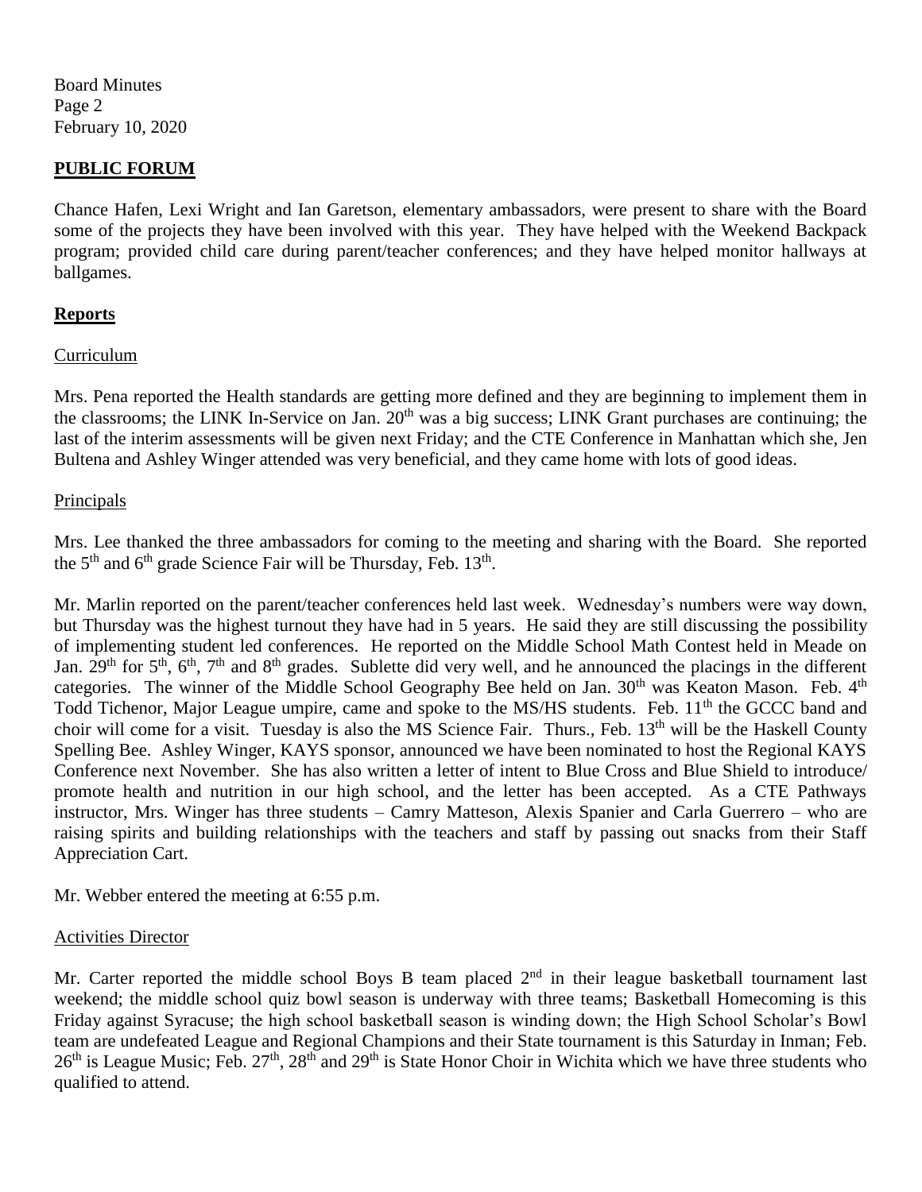## **PUBLIC FORUM**

Chance Hafen, Lexi Wright and Ian Garetson, elementary ambassadors, were present to share with the Board some of the projects they have been involved with this year. They have helped with the Weekend Backpack program; provided child care during parent/teacher conferences; and they have helped monitor hallways at ballgames.

## **Reports**

### Curriculum

Mrs. Pena reported the Health standards are getting more defined and they are beginning to implement them in the classrooms; the LINK In-Service on Jan. 20th was a big success; LINK Grant purchases are continuing; the last of the interim assessments will be given next Friday; and the CTE Conference in Manhattan which she, Jen Bultena and Ashley Winger attended was very beneficial, and they came home with lots of good ideas.

### Principals

Mrs. Lee thanked the three ambassadors for coming to the meeting and sharing with the Board. She reported the 5th and 6th grade Science Fair will be Thursday, Feb. 13th.

Mr. Marlin reported on the parent/teacher conferences held last week. Wednesday's numbers were way down, but Thursday was the highest turnout they have had in 5 years. He said they are still discussing the possibility of implementing student led conferences. He reported on the Middle School Math Contest held in Meade on Jan. 29th for 5th, 6th, 7th and 8th grades. Sublette did very well, and he announced the placings in the different categories. The winner of the Middle School Geography Bee held on Jan. 30th was Keaton Mason. Feb. 4th Todd Tichenor, Major League umpire, came and spoke to the MS/HS students. Feb. 11th the GCCC band and choir will come for a visit. Tuesday is also the MS Science Fair. Thurs., Feb. 13th will be the Haskell County Spelling Bee. Ashley Winger, KAYS sponsor, announced we have been nominated to host the Regional KAYS Conference next November. She has also written a letter of intent to Blue Cross and Blue Shield to introduce/ promote health and nutrition in our high school, and the letter has been accepted. As a CTE Pathways instructor, Mrs. Winger has three students – Camry Matteson, Alexis Spanier and Carla Guerrero – who are raising spirits and building relationships with the teachers and staff by passing out snacks from their Staff Appreciation Cart.

Mr. Webber entered the meeting at 6:55 p.m.

### Activities Director

Mr. Carter reported the middle school Boys B team placed 2nd in their league basketball tournament last weekend; the middle school quiz bowl season is underway with three teams; Basketball Homecoming is this Friday against Syracuse; the high school basketball season is winding down; the High School Scholar's Bowl team are undefeated League and Regional Champions and their State tournament is this Saturday in Inman; Feb. 26th is League Music; Feb. 27th, 28th and 29th is State Honor Choir in Wichita which we have three students who qualified to attend.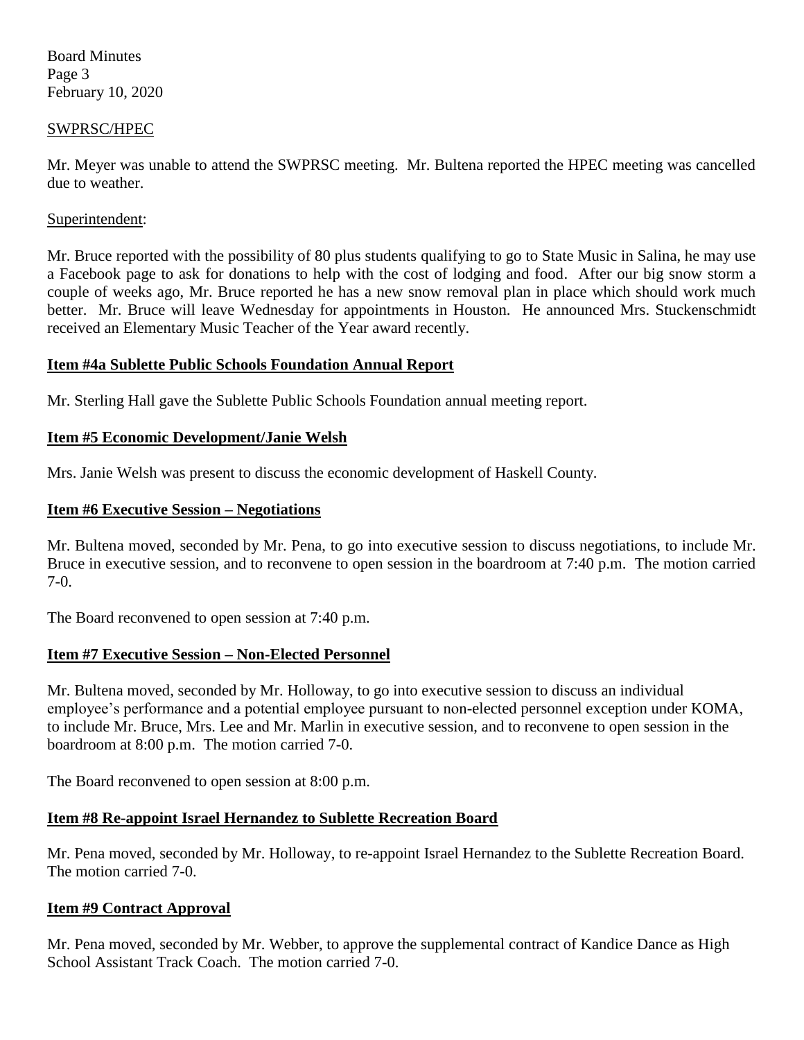SWPRSC/HPEC

Mr. Meyer was unable to attend the SWPRSC meeting. Mr. Bultena reported the HPEC meeting was cancelled due to weather.

Superintendent:

Mr. Bruce reported with the possibility of 80 plus students qualifying to go to State Music in Salina, he may use a Facebook page to ask for donations to help with the cost of lodging and food. After our big snow storm a couple of weeks ago, Mr. Bruce reported he has a new snow removal plan in place which should work much better. Mr. Bruce will leave Wednesday for appointments in Houston. He announced Mrs. Stuckenschmidt received an Elementary Music Teacher of the Year award recently.

**Item #4a Sublette Public Schools Foundation Annual Report**

Mr. Sterling Hall gave the Sublette Public Schools Foundation annual meeting report.

**Item #5 Economic Development/Janie Welsh**

Mrs. Janie Welsh was present to discuss the economic development of Haskell County.

**Item #6 Executive Session – Negotiations**

Mr. Bultena moved, seconded by Mr. Pena, to go into executive session to discuss negotiations, to include Mr. Bruce in executive session, and to reconvene to open session in the boardroom at 7:40 p.m. The motion carried 7-0.

The Board reconvened to open session at 7:40 p.m.

**Item #7 Executive Session – Non-Elected Personnel**

Mr. Bultena moved, seconded by Mr. Holloway, to go into executive session to discuss an individual employee's performance and a potential employee pursuant to non-elected personnel exception under KOMA, to include Mr. Bruce, Mrs. Lee and Mr. Marlin in executive session, and to reconvene to open session in the boardroom at 8:00 p.m. The motion carried 7-0.

The Board reconvened to open session at 8:00 p.m.

**Item #8 Re-appoint Israel Hernandez to Sublette Recreation Board**

Mr. Pena moved, seconded by Mr. Holloway, to re-appoint Israel Hernandez to the Sublette Recreation Board. The motion carried 7-0.

**Item #9 Contract Approval**

Mr. Pena moved, seconded by Mr. Webber, to approve the supplemental contract of Kandice Dance as High School Assistant Track Coach. The motion carried 7-0.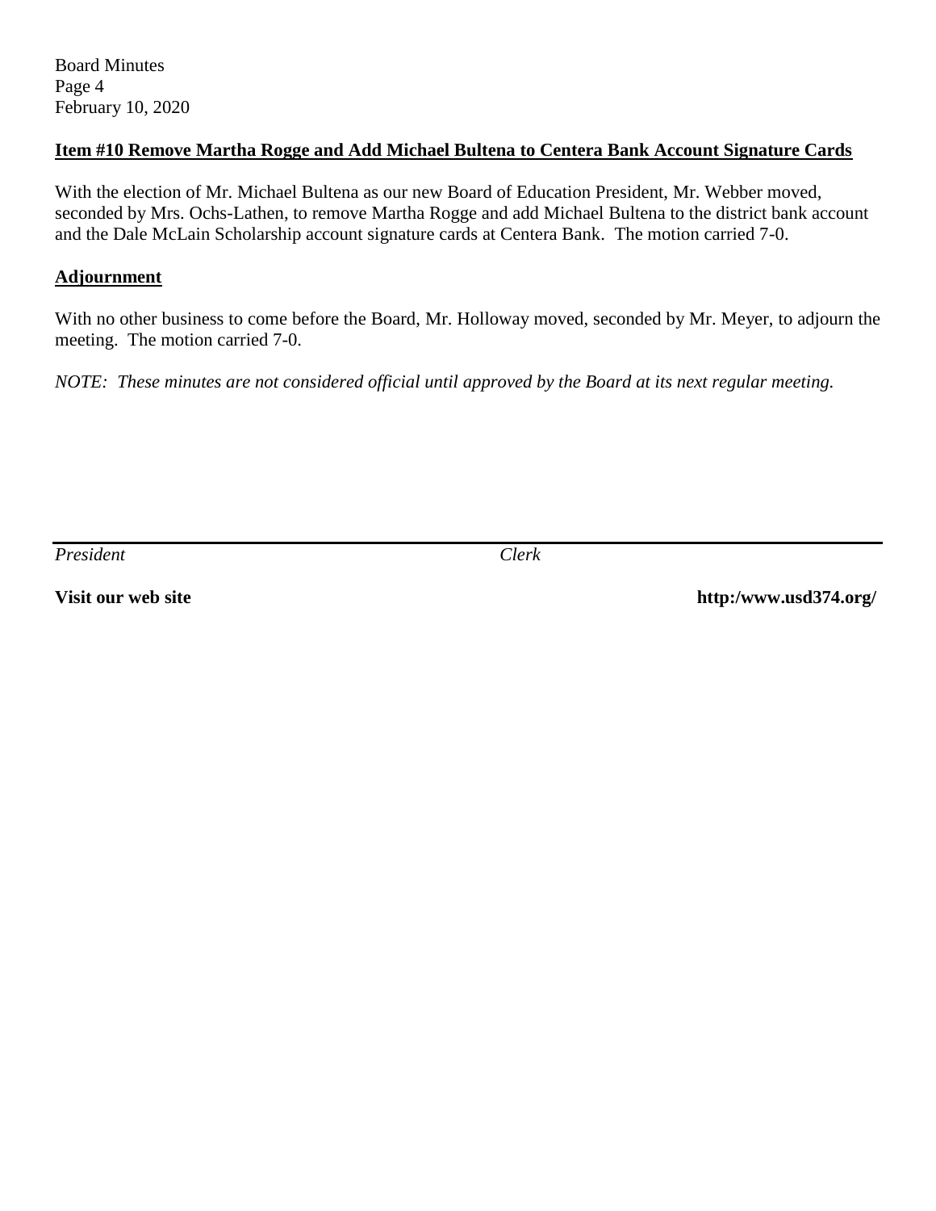**Item #10 Remove Martha Rogge and Add Michael Bultena to Centera Bank Account Signature Cards**

With the election of Mr. Michael Bultena as our new Board of Education President, Mr. Webber moved, seconded by Mrs. Ochs-Lathen, to remove Martha Rogge and add Michael Bultena to the district bank account and the Dale McLain Scholarship account signature cards at Centera Bank. The motion carried 7-0.

**Adjournment**

With no other business to come before the Board, Mr. Holloway moved, seconded by Mr. Meyer, to adjourn the meeting. The motion carried 7-0.

*NOTE: These minutes are not considered official until approved by the Board at its next regular meeting.*

*President* *Clerk*

**Visit our web site** **http:/www.usd374.org/**